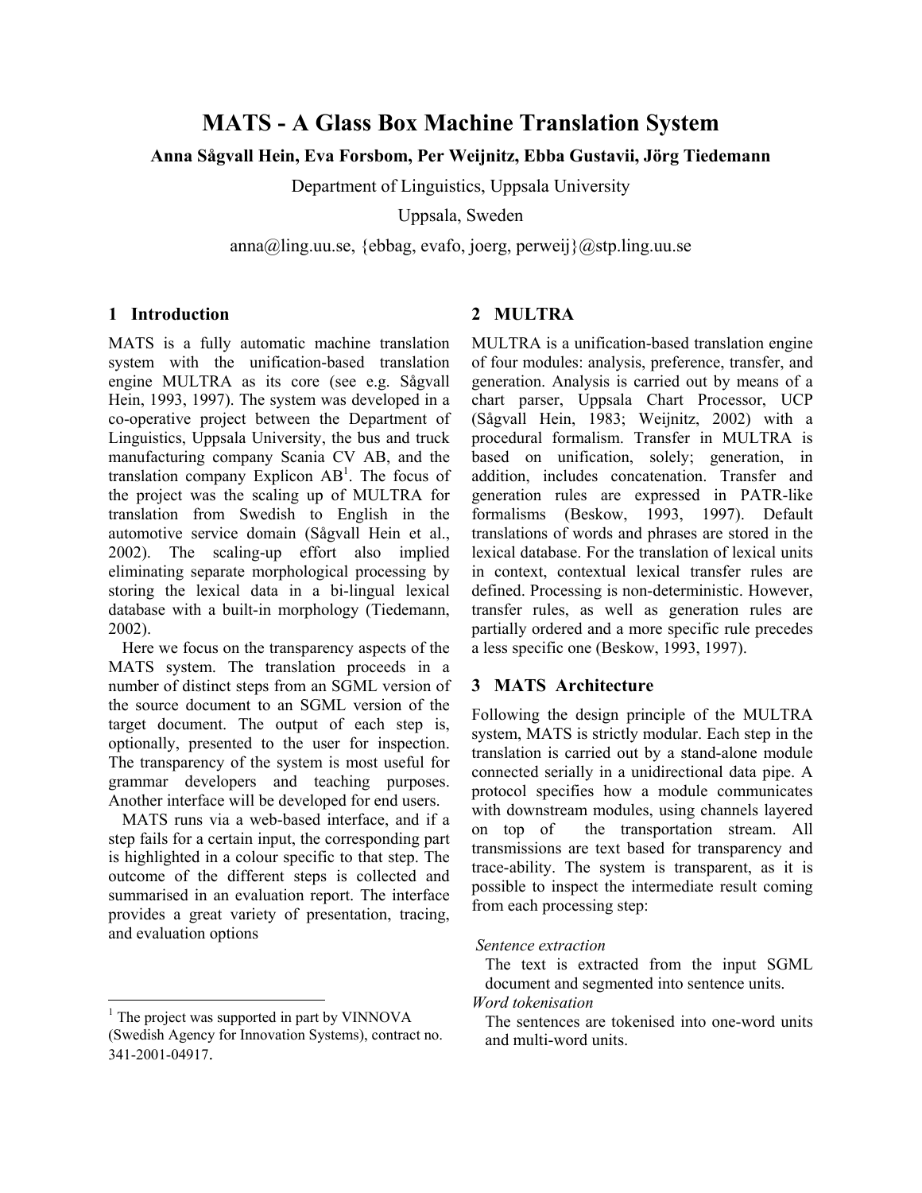# MATS - A Glass Box Machine Translation System

**Anna Sågvall Hein, Eva Forsbom, Per Weijnitz, Ebba Gustavii, Jörg Tiedemann**

Department of Linguistics, Uppsala University

Uppsala, Sweden

anna@ling.uu.se, {ebbag, evafo, joerg, perweij}@stp.ling.uu.se

## 1 Introduction

MATS is a fully automatic machine translation system with the unification-based translation engine MULTRA as its core (see e.g. Sågvall Hein, 1993, 1997). The system was developed in a co-operative project between the Department of Linguistics, Uppsala University, the bus and truck manufacturing company Scania CV AB, and the translation company Explicon AB[1]. The focus of the project was the scaling up of MULTRA for translation from Swedish to English in the automotive service domain (Sågvall Hein et al., 2002). The scaling-up effort also implied eliminating separate morphological processing by storing the lexical data in a bi-lingual lexical database with a built-in morphology (Tiedemann, 2002).

Here we focus on the transparency aspects of the MATS system. The translation proceeds in a number of distinct steps from an SGML version of the source document to an SGML version of the target document. The output of each step is, optionally, presented to the user for inspection. The transparency of the system is most useful for grammar developers and teaching purposes. Another interface will be developed for end users.

MATS runs via a web-based interface, and if a step fails for a certain input, the corresponding part is highlighted in a colour specific to that step. The outcome of the different steps is collected and summarised in an evaluation report. The interface provides a great variety of presentation, tracing, and evaluation options

[1] The project was supported in part by VINNOVA (Swedish Agency for Innovation Systems), contract no. 341-2001-04917.

## 2 MULTRA

MULTRA is a unification-based translation engine of four modules: analysis, preference, transfer, and generation. Analysis is carried out by means of a chart parser, Uppsala Chart Processor, UCP (Sågvall Hein, 1983; Weijnitz, 2002) with a procedural formalism. Transfer in MULTRA is based on unification, solely; generation, in addition, includes concatenation. Transfer and generation rules are expressed in PATR-like formalisms (Beskow, 1993, 1997). Default translations of words and phrases are stored in the lexical database. For the translation of lexical units in context, contextual lexical transfer rules are defined. Processing is non-deterministic. However, transfer rules, as well as generation rules are partially ordered and a more specific rule precedes a less specific one (Beskow, 1993, 1997).

## 3 MATS Architecture

Following the design principle of the MULTRA system, MATS is strictly modular. Each step in the translation is carried out by a stand-alone module connected serially in a unidirectional data pipe. A protocol specifies how a module communicates with downstream modules, using channels layered on top of the transportation stream. All transmissions are text based for transparency and trace-ability. The system is transparent, as it is possible to inspect the intermediate result coming from each processing step:

*Sentence extraction*
The text is extracted from the input SGML document and segmented into sentence units.

*Word tokenisation*
The sentences are tokenised into one-word units and multi-word units.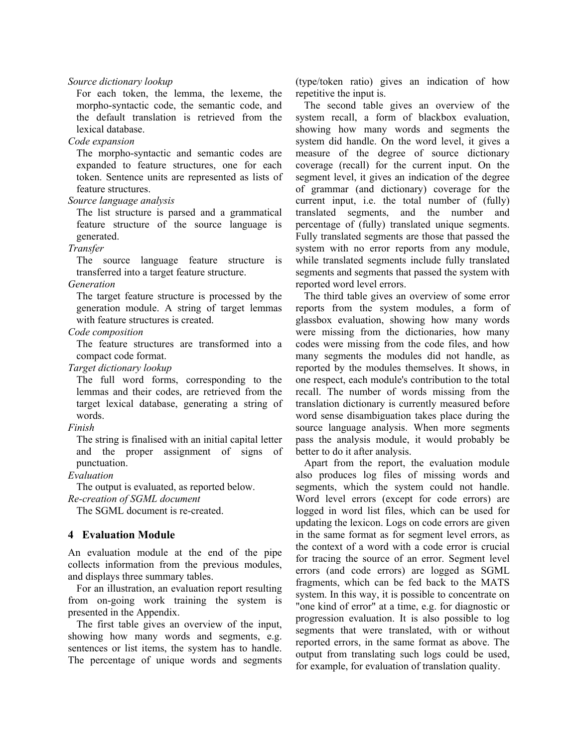*Source dictionary lookup*
: For each token, the lemma, the lexeme, the morpho-syntactic code, the semantic code, and the default translation is retrieved from the lexical database.

*Code expansion*
: The morpho-syntactic and semantic codes are expanded to feature structures, one for each token. Sentence units are represented as lists of feature structures.

*Source language analysis*
: The list structure is parsed and a grammatical feature structure of the source language is generated.

*Transfer*
: The source language feature structure is transferred into a target feature structure.

*Generation*
: The target feature structure is processed by the generation module. A string of target lemmas with feature structures is created.

*Code composition*
: The feature structures are transformed into a compact code format.

*Target dictionary lookup*
: The full word forms, corresponding to the lemmas and their codes, are retrieved from the target lexical database, generating a string of words.

*Finish*
: The string is finalised with an initial capital letter and the proper assignment of signs of punctuation.

*Evaluation*
: The output is evaluated, as reported below.

*Re-creation of SGML document*
: The SGML document is re-created.

## 4 Evaluation Module

An evaluation module at the end of the pipe collects information from the previous modules, and displays three summary tables.

For an illustration, an evaluation report resulting from on-going work training the system is presented in the Appendix.

The first table gives an overview of the input, showing how many words and segments, e.g. sentences or list items, the system has to handle. The percentage of unique words and segments (type/token ratio) gives an indication of how repetitive the input is.

The second table gives an overview of the system recall, a form of blackbox evaluation, showing how many words and segments the system did handle. On the word level, it gives a measure of the degree of source dictionary coverage (recall) for the current input. On the segment level, it gives an indication of the degree of grammar (and dictionary) coverage for the current input, i.e. the total number of (fully) translated segments, and the number and percentage of (fully) translated unique segments. Fully translated segments are those that passed the system with no error reports from any module, while translated segments include fully translated segments and segments that passed the system with reported word level errors.

The third table gives an overview of some error reports from the system modules, a form of glassbox evaluation, showing how many words were missing from the dictionaries, how many codes were missing from the code files, and how many segments the modules did not handle, as reported by the modules themselves. It shows, in one respect, each module's contribution to the total recall. The number of words missing from the translation dictionary is currently measured before word sense disambiguation takes place during the source language analysis. When more segments pass the analysis module, it would probably be better to do it after analysis.

Apart from the report, the evaluation module also produces log files of missing words and segments, which the system could not handle. Word level errors (except for code errors) are logged in word list files, which can be used for updating the lexicon. Logs on code errors are given in the same format as for segment level errors, as the context of a word with a code error is crucial for tracing the source of an error. Segment level errors (and code errors) are logged as SGML fragments, which can be fed back to the MATS system. In this way, it is possible to concentrate on "one kind of error" at a time, e.g. for diagnostic or progression evaluation. It is also possible to log segments that were translated, with or without reported errors, in the same format as above. The output from translating such logs could be used, for example, for evaluation of translation quality.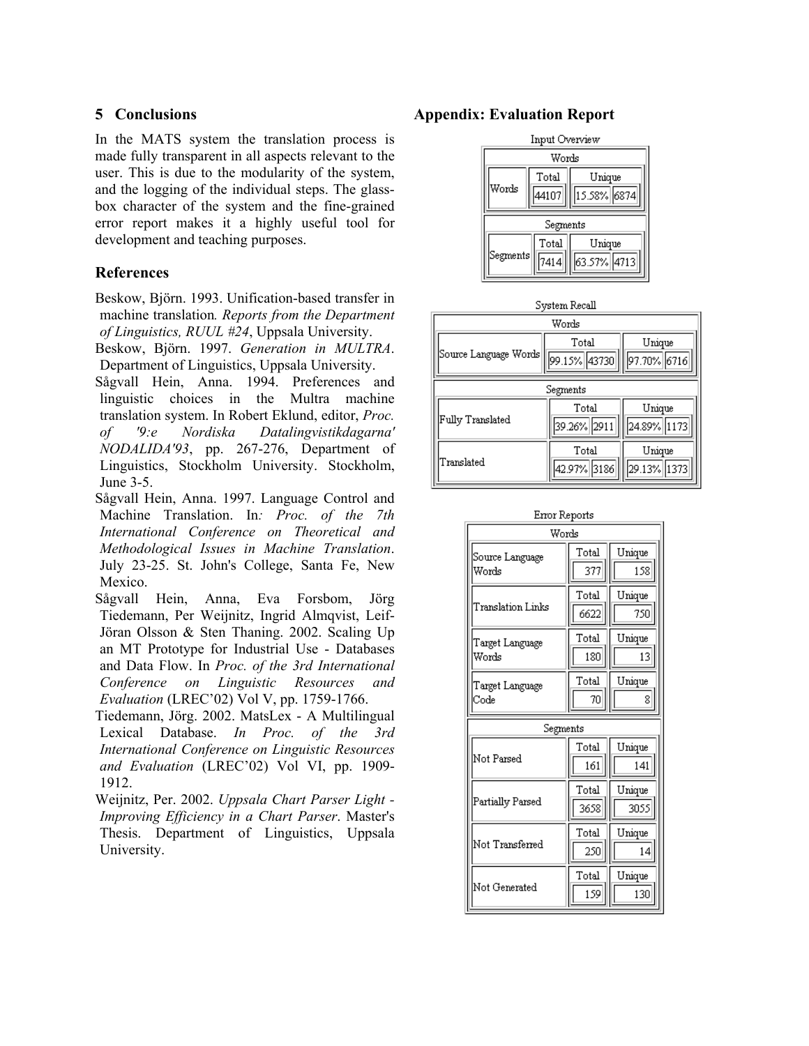## 5 Conclusions

In the MATS system the translation process is made fully transparent in all aspects relevant to the user. This is due to the modularity of the system, and the logging of the individual steps. The glass-box character of the system and the fine-grained error report makes it a highly useful tool for development and teaching purposes.

## References

Beskow, Björn. 1993. Unification-based transfer in machine translation*. Reports from the Department of Linguistics, RUUL #24*, Uppsala University.

Beskow, Björn. 1997. *Generation in MULTRA*. Department of Linguistics, Uppsala University.

Sågvall Hein, Anna. 1994. Preferences and linguistic choices in the Multra machine translation system. In Robert Eklund, editor, *Proc. of '9:e Nordiska Datalingvistikdagarna' NODALIDA'93*, pp. 267-276, Department of Linguistics, Stockholm University. Stockholm, June 3-5.

Sågvall Hein, Anna. 1997. Language Control and Machine Translation. In*: Proc. of the 7th International Conference on Theoretical and Methodological Issues in Machine Translation*. July 23-25. St. John's College, Santa Fe, New Mexico.

Sågvall Hein, Anna, Eva Forsbom, Jörg Tiedemann, Per Weijnitz, Ingrid Almqvist, Leif-Jöran Olsson & Sten Thaning. 2002. Scaling Up an MT Prototype for Industrial Use - Databases and Data Flow. In *Proc. of the 3rd International Conference on Linguistic Resources and Evaluation* (LREC'02) Vol V, pp. 1759-1766.

Tiedemann, Jörg. 2002. MatsLex - A Multilingual Lexical Database. *In Proc. of the 3rd International Conference on Linguistic Resources and Evaluation* (LREC'02) Vol VI, pp. 1909-1912.

Weijnitz, Per. 2002. *Uppsala Chart Parser Light - Improving Efficiency in a Chart Parser*. Master's Thesis. Department of Linguistics, Uppsala University.

## Appendix: Evaluation Report

Input Overview

| | Total | Unique | |
|---|---|---|---|
| **Words** | | | |
| Words | 44107 | 15.58% | 6874 |
| **Segments** | | | |
| Segments | 7414 | 63.57% | 4713 |

System Recall

| | Total | | Unique | |
|---|---|---|---|---|
| **Words** | | | | |
| Source Language Words | 99.15% | 43730 | 97.70% | 6716 |
| **Segments** | | | | |
| Fully Translated | 39.26% | 2911 | 24.89% | 1173 |
| Translated | 42.97% | 3186 | 29.13% | 1373 |

Error Reports

| | Total | Unique |
|---|---|---|
| **Words** | | |
| Source Language Words | 377 | 158 |
| Translation Links | 6622 | 750 |
| Target Language Words | 180 | 13 |
| Target Language Code | 70 | 8 |
| **Segments** | | |
| Not Parsed | 161 | 141 |
| Partially Parsed | 3658 | 3055 |
| Not Transferred | 250 | 14 |
| Not Generated | 159 | 130 |